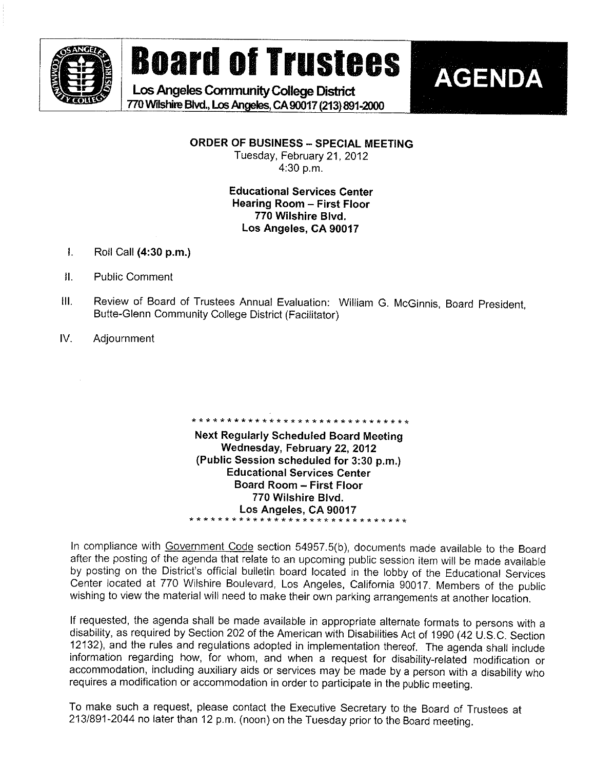# Board of Trustees

**Los Angeles Community College District**
770 Wilshire Blvd., Los Angeles, CA 90017 (213) 891-2000

# AGENDA

**ORDER OF BUSINESS – SPECIAL MEETING**
Tuesday, February 21, 2012
4:30 p.m.

**Educational Services Center**
**Hearing Room – First Floor**
**770 Wilshire Blvd.**
**Los Angeles, CA 90017**

I. Roll Call **(4:30 p.m.)**

II. Public Comment

III. Review of Board of Trustees Annual Evaluation: William G. McGinnis, Board President, Butte-Glenn Community College District (Facilitator)

IV. Adjournment

* * * * * * * * * * * * * * * * * * * * * * * * * * * * * * *

**Next Regularly Scheduled Board Meeting**
**Wednesday, February 22, 2012**
**(Public Session scheduled for 3:30 p.m.)**
**Educational Services Center**
**Board Room – First Floor**
**770 Wilshire Blvd.**
**Los Angeles, CA 90017**

* * * * * * * * * * * * * * * * * * * * * * * * * * * * * * *

In compliance with Government Code section 54957.5(b), documents made available to the Board after the posting of the agenda that relate to an upcoming public session item will be made available by posting on the District's official bulletin board located in the lobby of the Educational Services Center located at 770 Wilshire Boulevard, Los Angeles, California 90017. Members of the public wishing to view the material will need to make their own parking arrangements at another location.

If requested, the agenda shall be made available in appropriate alternate formats to persons with a disability, as required by Section 202 of the American with Disabilities Act of 1990 (42 U.S.C. Section 12132), and the rules and regulations adopted in implementation thereof. The agenda shall include information regarding how, for whom, and when a request for disability-related modification or accommodation, including auxiliary aids or services may be made by a person with a disability who requires a modification or accommodation in order to participate in the public meeting.

To make such a request, please contact the Executive Secretary to the Board of Trustees at 213/891-2044 no later than 12 p.m. (noon) on the Tuesday prior to the Board meeting.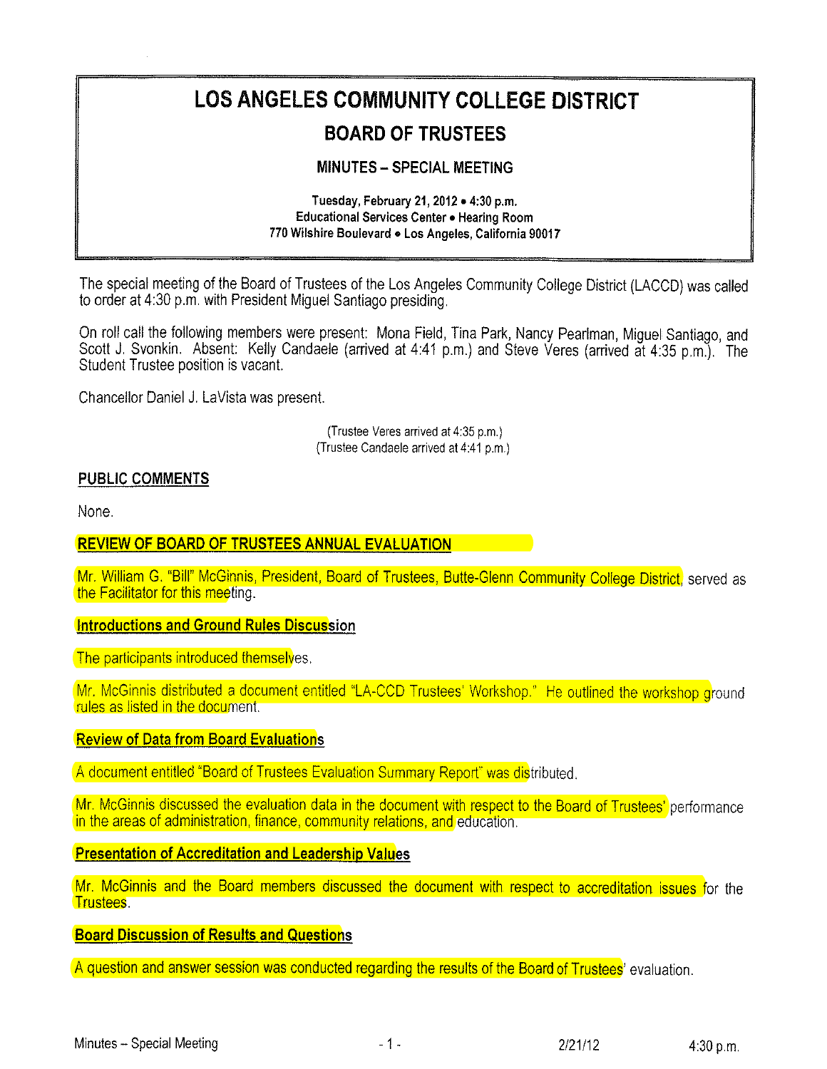# LOS ANGELES COMMUNITY COLLEGE DISTRICT

## BOARD OF TRUSTEES

### MINUTES – SPECIAL MEETING

**Tuesday, February 21, 2012 • 4:30 p.m.**
**Educational Services Center • Hearing Room**
**770 Wilshire Boulevard • Los Angeles, California 90017**

The special meeting of the Board of Trustees of the Los Angeles Community College District (LACCD) was called to order at 4:30 p.m. with President Miguel Santiago presiding.

On roll call the following members were present: Mona Field, Tina Park, Nancy Pearlman, Miguel Santiago, and Scott J. Svonkin. Absent: Kelly Candaele (arrived at 4:41 p.m.) and Steve Veres (arrived at 4:35 p.m.). The Student Trustee position is vacant.

Chancellor Daniel J. LaVista was present.

(Trustee Veres arrived at 4:35 p.m.)
(Trustee Candaele arrived at 4:41 p.m.)

**PUBLIC COMMENTS**

None.

**REVIEW OF BOARD OF TRUSTEES ANNUAL EVALUATION**

Mr. William G. "Bill" McGinnis, President, Board of Trustees, Butte-Glenn Community College District, served as the Facilitator for this meeting.

**Introductions and Ground Rules Discussion**

The participants introduced themselves.

Mr. McGinnis distributed a document entitled "LA-CCD Trustees' Workshop." He outlined the workshop ground rules as listed in the document.

**Review of Data from Board Evaluations**

A document entitled "Board of Trustees Evaluation Summary Report" was distributed.

Mr. McGinnis discussed the evaluation data in the document with respect to the Board of Trustees' performance in the areas of administration, finance, community relations, and education.

**Presentation of Accreditation and Leadership Values**

Mr. McGinnis and the Board members discussed the document with respect to accreditation issues for the Trustees.

**Board Discussion of Results and Questions**

A question and answer session was conducted regarding the results of the Board of Trustees' evaluation.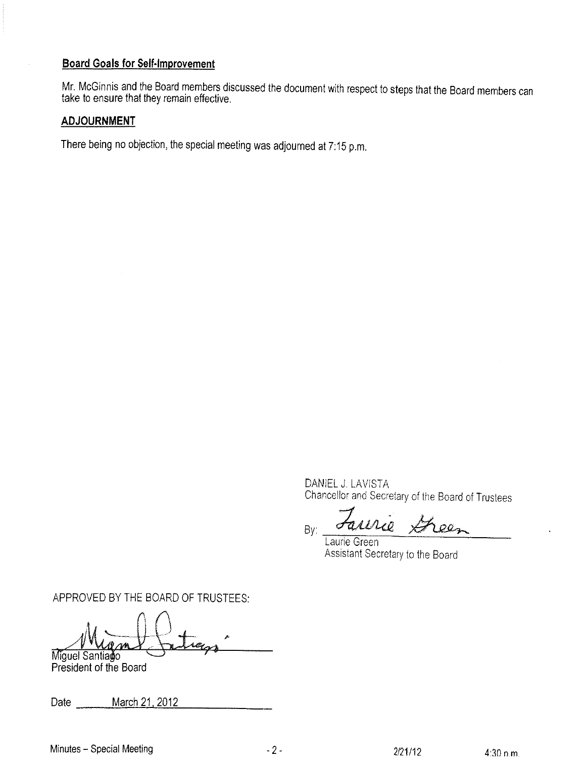**Board Goals for Self-Improvement**

Mr. McGinnis and the Board members discussed the document with respect to steps that the Board members can take to ensure that they remain effective.

**ADJOURNMENT**

There being no objection, the special meeting was adjourned at 7:15 p.m.

DANIEL J. LAVISTA
Chancellor and Secretary of the Board of Trustees

By: Laurie Green
Laurie Green
Assistant Secretary to the Board

APPROVED BY THE BOARD OF TRUSTEES:

Miguel Santiago
President of the Board

Date March 21, 2012

Minutes – Special Meeting 2/21/12 4:30 p.m.